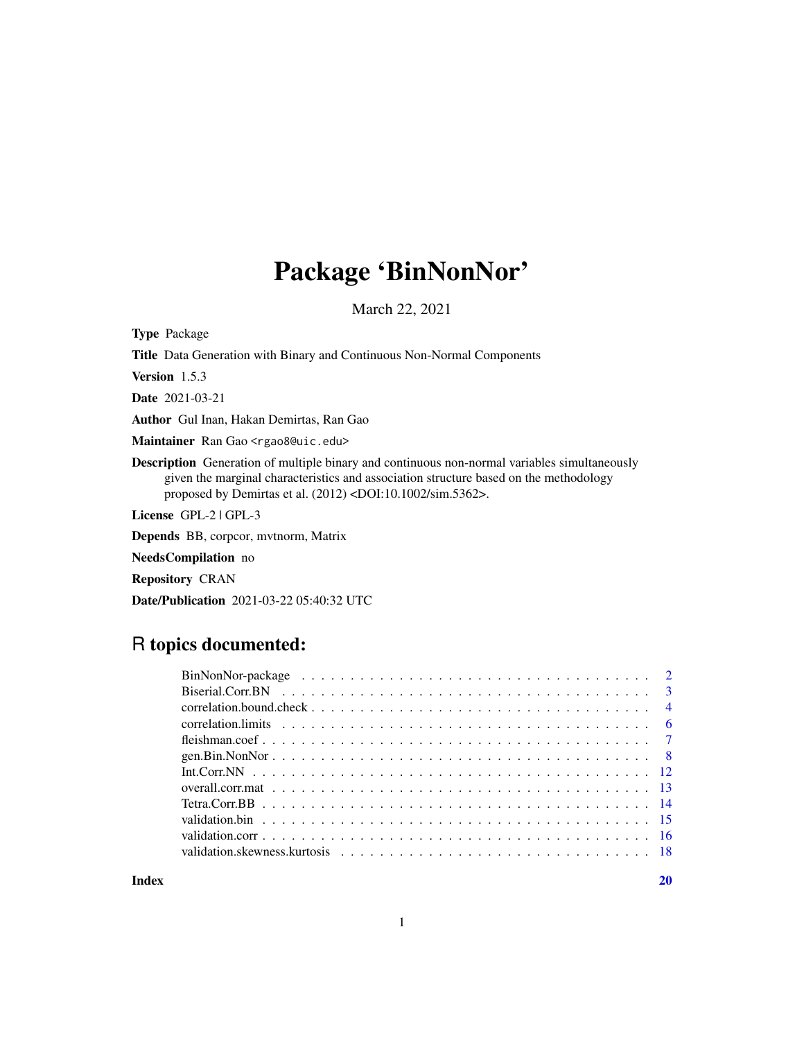# Package 'BinNonNor'

March 22, 2021

**Type** Package

**Title** Data Generation with Binary and Continuous Non-Normal Components

**Version** 1.5.3

**Date** 2021-03-21

**Author** Gul Inan, Hakan Demirtas, Ran Gao

**Maintainer** Ran Gao <rgao8@uic.edu>

**Description** Generation of multiple binary and continuous non-normal variables simultaneously given the marginal characteristics and association structure based on the methodology proposed by Demirtas et al. (2012) <DOI:10.1002/sim.5362>.

**License** GPL-2 | GPL-3

**Depends** BB, corpcor, mvtnorm, Matrix

**NeedsCompilation** no

**Repository** CRAN

**Date/Publication** 2021-03-22 05:40:32 UTC

## R topics documented:

| | |
|---|---|
| BinNonNor-package | 2 |
| Biserial.Corr.BN | 3 |
| correlation.bound.check | 4 |
| correlation.limits | 6 |
| fleishman.coef | 7 |
| gen.Bin.NonNor | 8 |
| Int.Corr.NN | 12 |
| overall.corr.mat | 13 |
| Tetra.Corr.BB | 14 |
| validation.bin | 15 |
| validation.corr | 16 |
| validation.skewness.kurtosis | 18 |
| **Index** | **20** |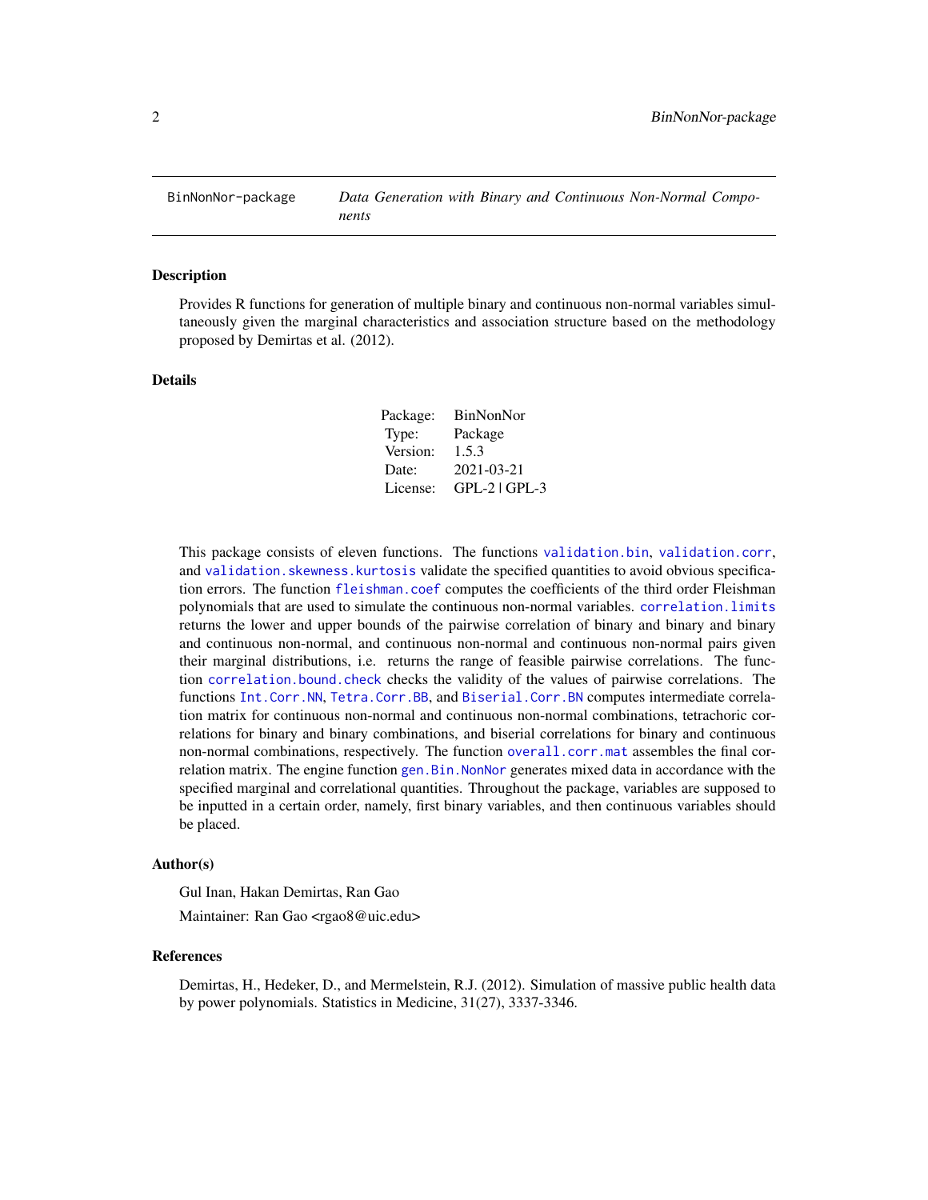# BinNonNor-package — *Data Generation with Binary and Continuous Non-Normal Components*

## Description

Provides R functions for generation of multiple binary and continuous non-normal variables simultaneously given the marginal characteristics and association structure based on the methodology proposed by Demirtas et al. (2012).

## Details

| | |
|---|---|
| Package: | BinNonNor |
| Type: | Package |
| Version: | 1.5.3 |
| Date: | 2021-03-21 |
| License: | GPL-2 \| GPL-3 |

This package consists of eleven functions. The functions `validation.bin`, `validation.corr`, and `validation.skewness.kurtosis` validate the specified quantities to avoid obvious specification errors. The function `fleishman.coef` computes the coefficients of the third order Fleishman polynomials that are used to simulate the continuous non-normal variables. `correlation.limits` returns the lower and upper bounds of the pairwise correlation of binary and binary and binary and continuous non-normal, and continuous non-normal and continuous non-normal pairs given their marginal distributions, i.e. returns the range of feasible pairwise correlations. The function `correlation.bound.check` checks the validity of the values of pairwise correlations. The functions `Int.Corr.NN`, `Tetra.Corr.BB`, and `Biserial.Corr.BN` computes intermediate correlation matrix for continuous non-normal and continuous non-normal combinations, tetrachoric correlations for binary and binary combinations, and biserial correlations for binary and continuous non-normal combinations, respectively. The function `overall.corr.mat` assembles the final correlation matrix. The engine function `gen.Bin.NonNor` generates mixed data in accordance with the specified marginal and correlational quantities. Throughout the package, variables are supposed to be inputted in a certain order, namely, first binary variables, and then continuous variables should be placed.

## Author(s)

Gul Inan, Hakan Demirtas, Ran Gao

Maintainer: Ran Gao <rgao8@uic.edu>

## References

Demirtas, H., Hedeker, D., and Mermelstein, R.J. (2012). Simulation of massive public health data by power polynomials. Statistics in Medicine, 31(27), 3337-3346.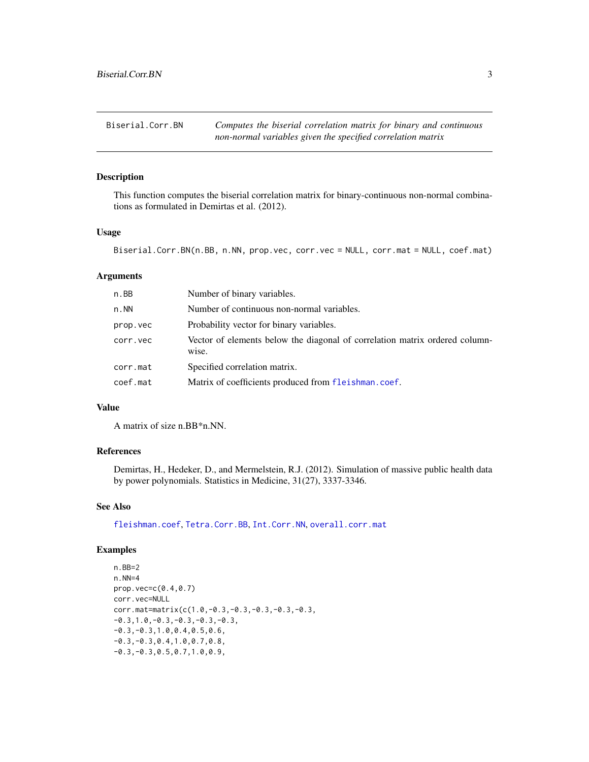Biserial.Corr.BN — *Computes the biserial correlation matrix for binary and continuous non-normal variables given the specified correlation matrix*

## Description

This function computes the biserial correlation matrix for binary-continuous non-normal combinations as formulated in Demirtas et al. (2012).

## Usage

```
Biserial.Corr.BN(n.BB, n.NN, prop.vec, corr.vec = NULL, corr.mat = NULL, coef.mat)
```

## Arguments

| | |
|---|---|
| n.BB | Number of binary variables. |
| n.NN | Number of continuous non-normal variables. |
| prop.vec | Probability vector for binary variables. |
| corr.vec | Vector of elements below the diagonal of correlation matrix ordered column-wise. |
| corr.mat | Specified correlation matrix. |
| coef.mat | Matrix of coefficients produced from fleishman.coef. |

## Value

A matrix of size n.BB*n.NN.

## References

Demirtas, H., Hedeker, D., and Mermelstein, R.J. (2012). Simulation of massive public health data by power polynomials. Statistics in Medicine, 31(27), 3337-3346.

## See Also

fleishman.coef, Tetra.Corr.BB, Int.Corr.NN, overall.corr.mat

## Examples

```
n.BB=2
n.NN=4
prop.vec=c(0.4,0.7)
corr.vec=NULL
corr.mat=matrix(c(1.0,-0.3,-0.3,-0.3,-0.3,-0.3,
-0.3,1.0,-0.3,-0.3,-0.3,-0.3,
-0.3,-0.3,1.0,0.4,0.5,0.6,
-0.3,-0.3,0.4,1.0,0.7,0.8,
-0.3,-0.3,0.5,0.7,1.0,0.9,
```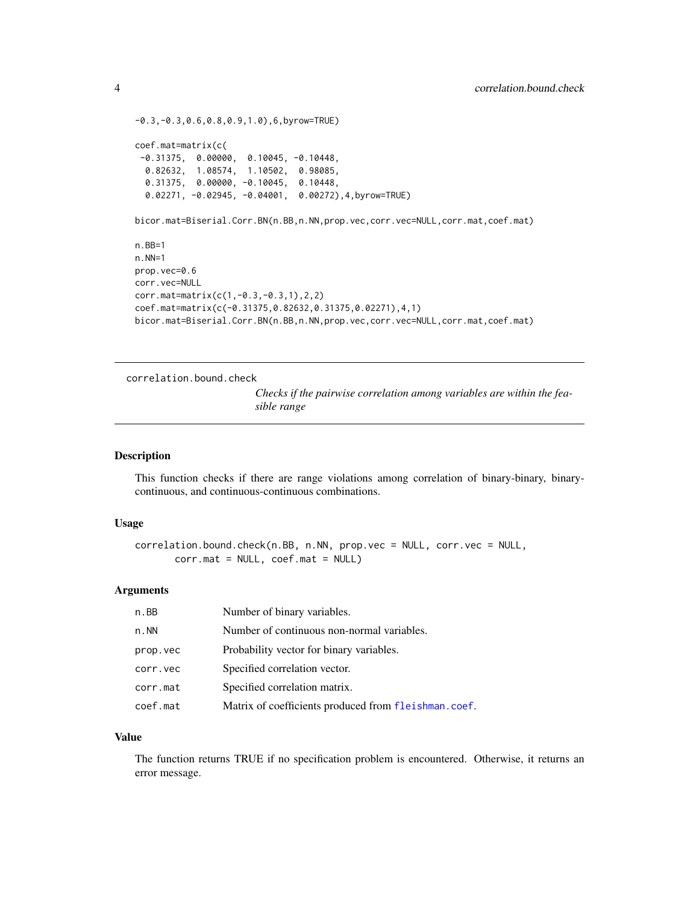```
-0.3,-0.3,0.6,0.8,0.9,1.0),6,byrow=TRUE)

coef.mat=matrix(c(
 -0.31375,  0.00000,  0.10045, -0.10448,
  0.82632,  1.08574,  1.10502,  0.98085,
  0.31375,  0.00000, -0.10045,  0.10448,
  0.02271, -0.02945, -0.04001,  0.00272),4,byrow=TRUE)

bicor.mat=Biserial.Corr.BN(n.BB,n.NN,prop.vec,corr.vec=NULL,corr.mat,coef.mat)

n.BB=1
n.NN=1
prop.vec=0.6
corr.vec=NULL
corr.mat=matrix(c(1,-0.3,-0.3,1),2,2)
coef.mat=matrix(c(-0.31375,0.82632,0.31375,0.02271),4,1)
bicor.mat=Biserial.Corr.BN(n.BB,n.NN,prop.vec,corr.vec=NULL,corr.mat,coef.mat)
```

---

## correlation.bound.check

*Checks if the pairwise correlation among variables are within the feasible range*

---

### Description

This function checks if there are range violations among correlation of binary-binary, binary-continuous, and continuous-continuous combinations.

### Usage

```
correlation.bound.check(n.BB, n.NN, prop.vec = NULL, corr.vec = NULL,
       corr.mat = NULL, coef.mat = NULL)
```

### Arguments

| | |
|---|---|
| `n.BB` | Number of binary variables. |
| `n.NN` | Number of continuous non-normal variables. |
| `prop.vec` | Probability vector for binary variables. |
| `corr.vec` | Specified correlation vector. |
| `corr.mat` | Specified correlation matrix. |
| `coef.mat` | Matrix of coefficients produced from `fleishman.coef`. |

### Value

The function returns TRUE if no specification problem is encountered. Otherwise, it returns an error message.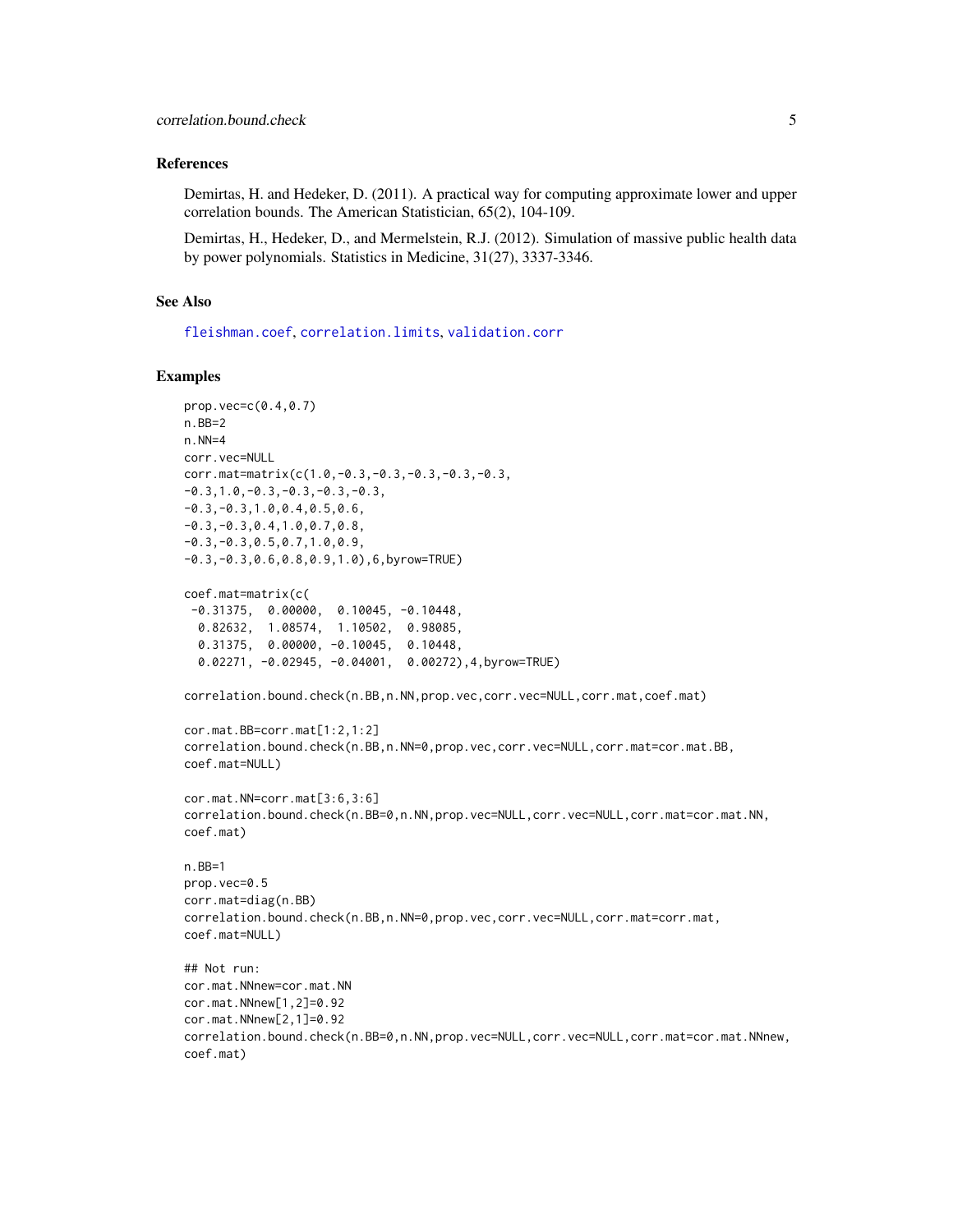### References

Demirtas, H. and Hedeker, D. (2011). A practical way for computing approximate lower and upper correlation bounds. The American Statistician, 65(2), 104-109.

Demirtas, H., Hedeker, D., and Mermelstein, R.J. (2012). Simulation of massive public health data by power polynomials. Statistics in Medicine, 31(27), 3337-3346.

### See Also

fleishman.coef, correlation.limits, validation.corr

### Examples

```
prop.vec=c(0.4,0.7)
n.BB=2
n.NN=4
corr.vec=NULL
corr.mat=matrix(c(1.0,-0.3,-0.3,-0.3,-0.3,-0.3,
-0.3,1.0,-0.3,-0.3,-0.3,-0.3,
-0.3,-0.3,1.0,0.4,0.5,0.6,
-0.3,-0.3,0.4,1.0,0.7,0.8,
-0.3,-0.3,0.5,0.7,1.0,0.9,
-0.3,-0.3,0.6,0.8,0.9,1.0),6,byrow=TRUE)

coef.mat=matrix(c(
 -0.31375,  0.00000,  0.10045, -0.10448,
  0.82632,  1.08574,  1.10502,  0.98085,
  0.31375,  0.00000, -0.10045,  0.10448,
  0.02271, -0.02945, -0.04001,  0.00272),4,byrow=TRUE)

correlation.bound.check(n.BB,n.NN,prop.vec,corr.vec=NULL,corr.mat,coef.mat)

cor.mat.BB=corr.mat[1:2,1:2]
correlation.bound.check(n.BB,n.NN=0,prop.vec,corr.vec=NULL,corr.mat=cor.mat.BB,
coef.mat=NULL)

cor.mat.NN=corr.mat[3:6,3:6]
correlation.bound.check(n.BB=0,n.NN,prop.vec=NULL,corr.vec=NULL,corr.mat=cor.mat.NN,
coef.mat)

n.BB=1
prop.vec=0.5
corr.mat=diag(n.BB)
correlation.bound.check(n.BB,n.NN=0,prop.vec,corr.vec=NULL,corr.mat=corr.mat,
coef.mat=NULL)

## Not run:
cor.mat.NNnew=cor.mat.NN
cor.mat.NNnew[1,2]=0.92
cor.mat.NNnew[2,1]=0.92
correlation.bound.check(n.BB=0,n.NN,prop.vec=NULL,corr.vec=NULL,corr.mat=cor.mat.NNnew,
coef.mat)
```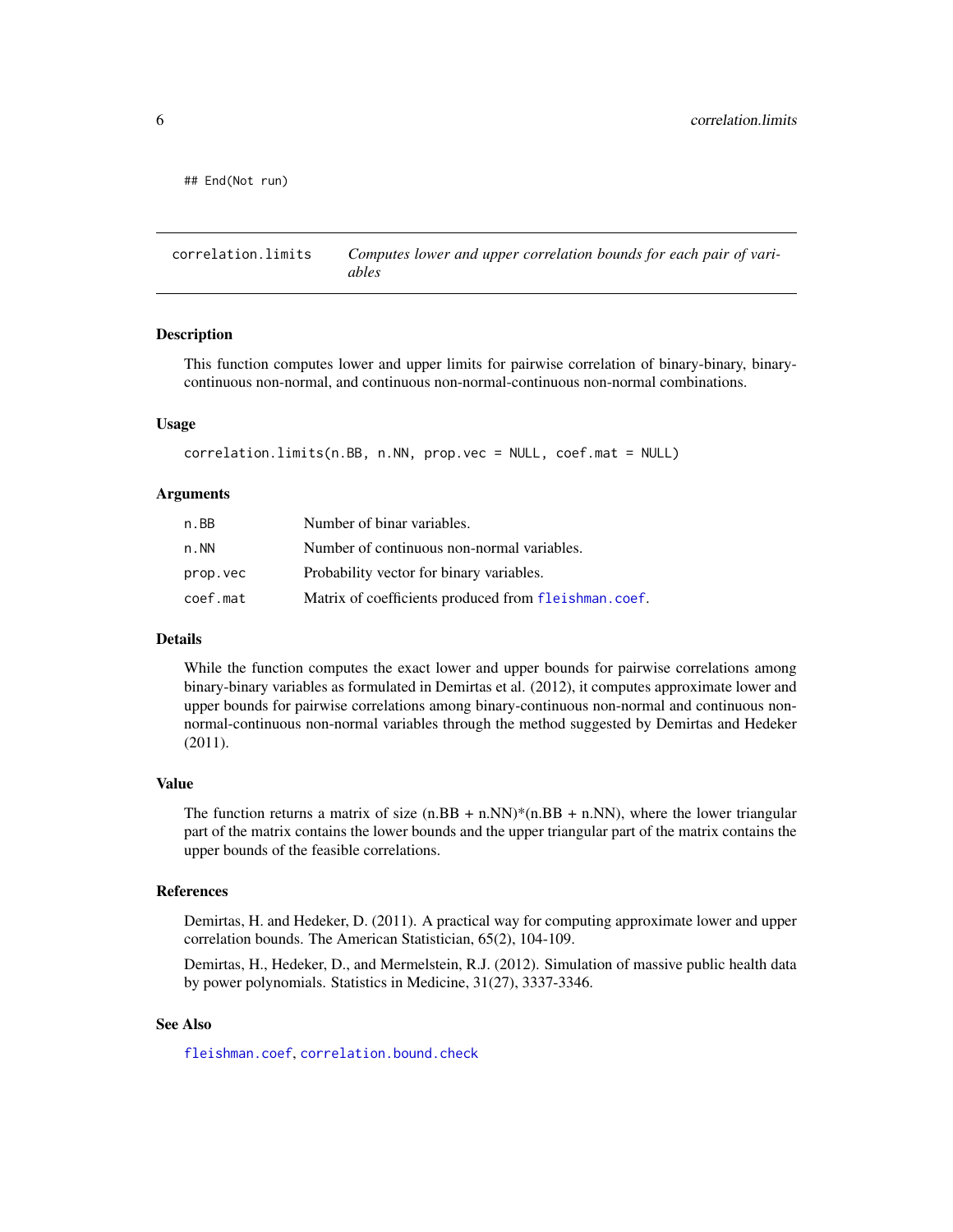```
## End(Not run)
```

---

## correlation.limits — *Computes lower and upper correlation bounds for each pair of variables*

### Description

This function computes lower and upper limits for pairwise correlation of binary-binary, binary-continuous non-normal, and continuous non-normal-continuous non-normal combinations.

### Usage

```
correlation.limits(n.BB, n.NN, prop.vec = NULL, coef.mat = NULL)
```

### Arguments

| | |
|---|---|
| `n.BB` | Number of binar variables. |
| `n.NN` | Number of continuous non-normal variables. |
| `prop.vec` | Probability vector for binary variables. |
| `coef.mat` | Matrix of coefficients produced from `fleishman.coef`. |

### Details

While the function computes the exact lower and upper bounds for pairwise correlations among binary-binary variables as formulated in Demirtas et al. (2012), it computes approximate lower and upper bounds for pairwise correlations among binary-continuous non-normal and continuous non-normal-continuous non-normal variables through the method suggested by Demirtas and Hedeker (2011).

### Value

The function returns a matrix of size (n.BB + n.NN)*(n.BB + n.NN), where the lower triangular part of the matrix contains the lower bounds and the upper triangular part of the matrix contains the upper bounds of the feasible correlations.

### References

Demirtas, H. and Hedeker, D. (2011). A practical way for computing approximate lower and upper correlation bounds. The American Statistician, 65(2), 104-109.

Demirtas, H., Hedeker, D., and Mermelstein, R.J. (2012). Simulation of massive public health data by power polynomials. Statistics in Medicine, 31(27), 3337-3346.

### See Also

`fleishman.coef`, `correlation.bound.check`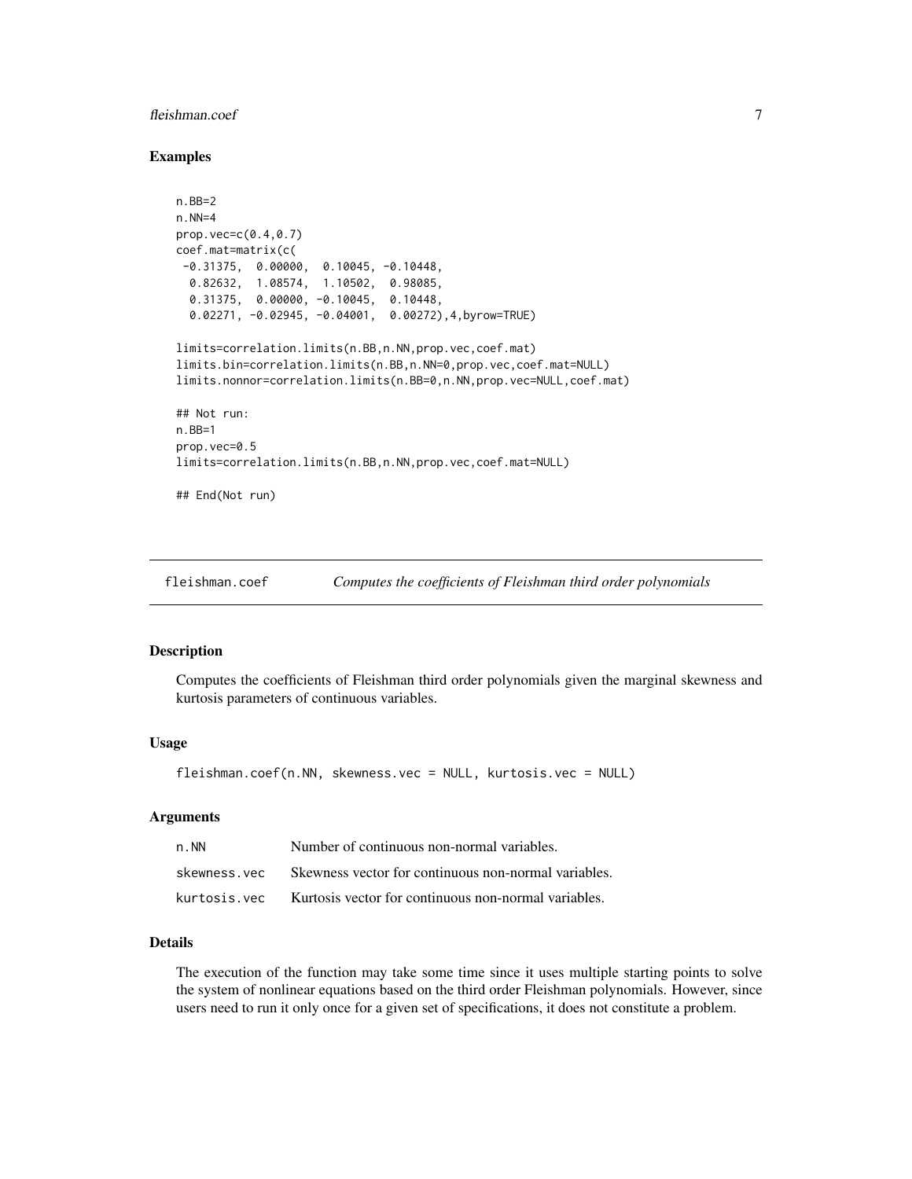### Examples

```
n.BB=2
n.NN=4
prop.vec=c(0.4,0.7)
coef.mat=matrix(c(
 -0.31375,  0.00000,  0.10045, -0.10448,
  0.82632,  1.08574,  1.10502,  0.98085,
  0.31375,  0.00000, -0.10045,  0.10448,
  0.02271, -0.02945, -0.04001,  0.00272),4,byrow=TRUE)

limits=correlation.limits(n.BB,n.NN,prop.vec,coef.mat)
limits.bin=correlation.limits(n.BB,n.NN=0,prop.vec,coef.mat=NULL)
limits.nonnor=correlation.limits(n.BB=0,n.NN,prop.vec=NULL,coef.mat)

## Not run:
n.BB=1
prop.vec=0.5
limits=correlation.limits(n.BB,n.NN,prop.vec,coef.mat=NULL)

## End(Not run)
```

## fleishman.coef *Computes the coefficients of Fleishman third order polynomials*

### Description

Computes the coefficients of Fleishman third order polynomials given the marginal skewness and kurtosis parameters of continuous variables.

### Usage

```
fleishman.coef(n.NN, skewness.vec = NULL, kurtosis.vec = NULL)
```

### Arguments

| | |
|---|---|
| n.NN | Number of continuous non-normal variables. |
| skewness.vec | Skewness vector for continuous non-normal variables. |
| kurtosis.vec | Kurtosis vector for continuous non-normal variables. |

### Details

The execution of the function may take some time since it uses multiple starting points to solve the system of nonlinear equations based on the third order Fleishman polynomials. However, since users need to run it only once for a given set of specifications, it does not constitute a problem.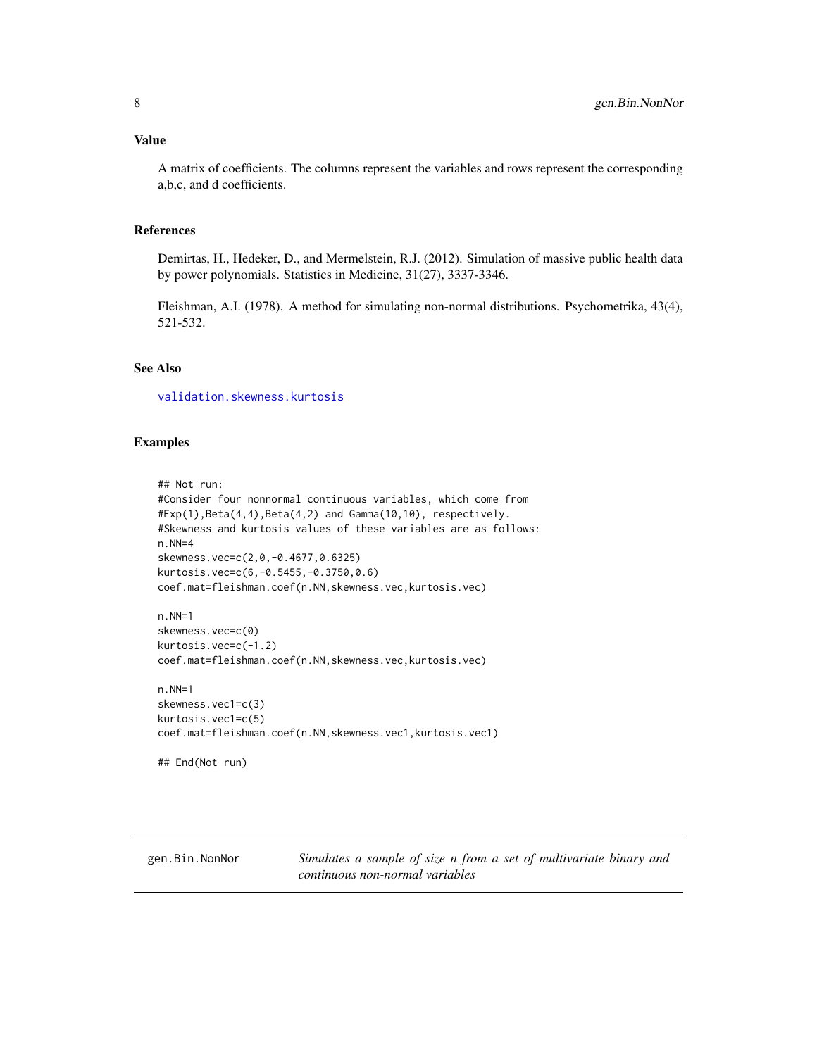## Value

A matrix of coefficients. The columns represent the variables and rows represent the corresponding a,b,c, and d coefficients.

## References

Demirtas, H., Hedeker, D., and Mermelstein, R.J. (2012). Simulation of massive public health data by power polynomials. Statistics in Medicine, 31(27), 3337-3346.

Fleishman, A.I. (1978). A method for simulating non-normal distributions. Psychometrika, 43(4), 521-532.

## See Also

validation.skewness.kurtosis

## Examples

```
## Not run:
#Consider four nonnormal continuous variables, which come from
#Exp(1),Beta(4,4),Beta(4,2) and Gamma(10,10), respectively.
#Skewness and kurtosis values of these variables are as follows:
n.NN=4
skewness.vec=c(2,0,-0.4677,0.6325)
kurtosis.vec=c(6,-0.5455,-0.3750,0.6)
coef.mat=fleishman.coef(n.NN,skewness.vec,kurtosis.vec)

n.NN=1
skewness.vec=c(0)
kurtosis.vec=c(-1.2)
coef.mat=fleishman.coef(n.NN,skewness.vec,kurtosis.vec)

n.NN=1
skewness.vec1=c(3)
kurtosis.vec1=c(5)
coef.mat=fleishman.coef(n.NN,skewness.vec1,kurtosis.vec1)

## End(Not run)
```

---

gen.Bin.NonNor &nbsp;&nbsp;&nbsp; *Simulates a sample of size n from a set of multivariate binary and continuous non-normal variables*

---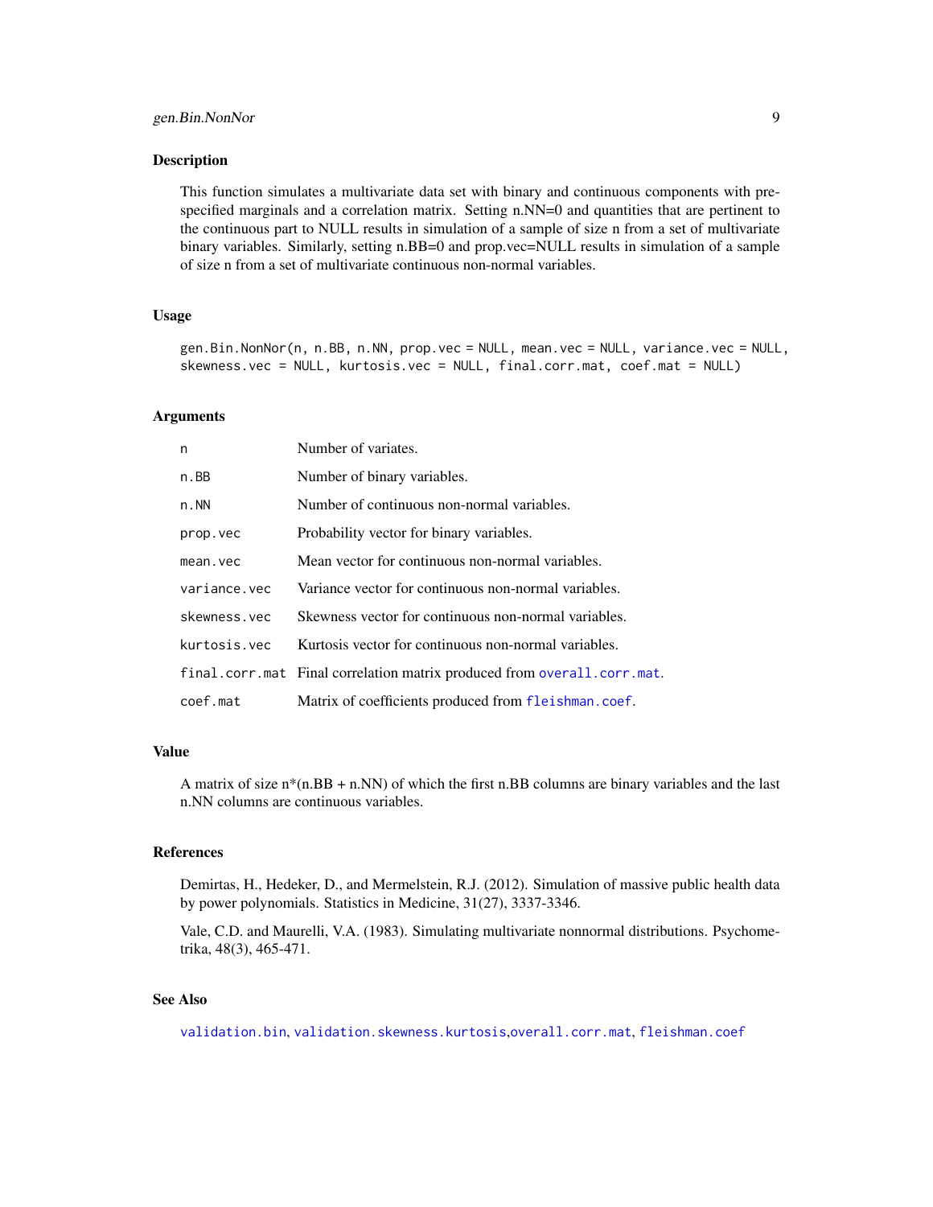## Description

This function simulates a multivariate data set with binary and continuous components with pre-specified marginals and a correlation matrix. Setting n.NN=0 and quantities that are pertinent to the continuous part to NULL results in simulation of a sample of size n from a set of multivariate binary variables. Similarly, setting n.BB=0 and prop.vec=NULL results in simulation of a sample of size n from a set of multivariate continuous non-normal variables.

## Usage

```
gen.Bin.NonNor(n, n.BB, n.NN, prop.vec = NULL, mean.vec = NULL, variance.vec = NULL,
skewness.vec = NULL, kurtosis.vec = NULL, final.corr.mat, coef.mat = NULL)
```

## Arguments

| | |
|---|---|
| `n` | Number of variates. |
| `n.BB` | Number of binary variables. |
| `n.NN` | Number of continuous non-normal variables. |
| `prop.vec` | Probability vector for binary variables. |
| `mean.vec` | Mean vector for continuous non-normal variables. |
| `variance.vec` | Variance vector for continuous non-normal variables. |
| `skewness.vec` | Skewness vector for continuous non-normal variables. |
| `kurtosis.vec` | Kurtosis vector for continuous non-normal variables. |
| `final.corr.mat` | Final correlation matrix produced from `overall.corr.mat`. |
| `coef.mat` | Matrix of coefficients produced from `fleishman.coef`. |

## Value

A matrix of size n*(n.BB + n.NN) of which the first n.BB columns are binary variables and the last n.NN columns are continuous variables.

## References

Demirtas, H., Hedeker, D., and Mermelstein, R.J. (2012). Simulation of massive public health data by power polynomials. Statistics in Medicine, 31(27), 3337-3346.

Vale, C.D. and Maurelli, V.A. (1983). Simulating multivariate nonnormal distributions. Psychometrika, 48(3), 465-471.

## See Also

`validation.bin`, `validation.skewness.kurtosis`,`overall.corr.mat`, `fleishman.coef`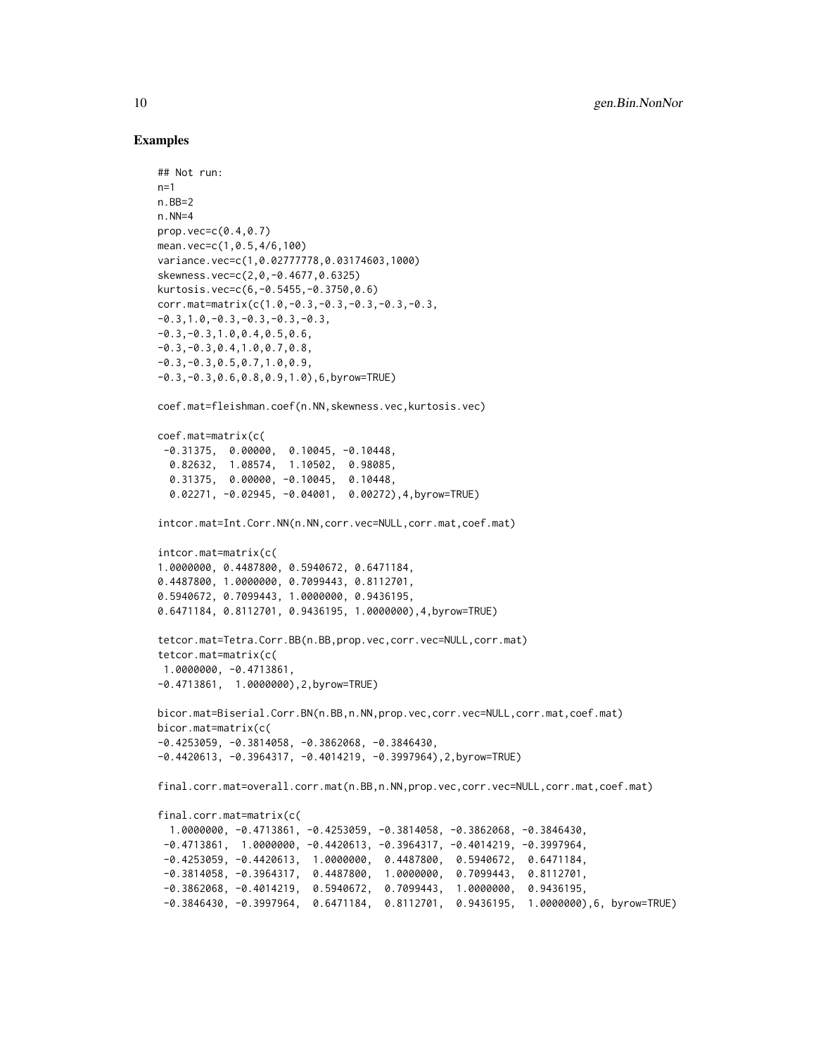## Examples

```
## Not run:
n=1
n.BB=2
n.NN=4
prop.vec=c(0.4,0.7)
mean.vec=c(1,0.5,4/6,100)
variance.vec=c(1,0.02777778,0.03174603,1000)
skewness.vec=c(2,0,-0.4677,0.6325)
kurtosis.vec=c(6,-0.5455,-0.3750,0.6)
corr.mat=matrix(c(1.0,-0.3,-0.3,-0.3,-0.3,-0.3,
-0.3,1.0,-0.3,-0.3,-0.3,-0.3,
-0.3,-0.3,1.0,0.4,0.5,0.6,
-0.3,-0.3,0.4,1.0,0.7,0.8,
-0.3,-0.3,0.5,0.7,1.0,0.9,
-0.3,-0.3,0.6,0.8,0.9,1.0),6,byrow=TRUE)

coef.mat=fleishman.coef(n.NN,skewness.vec,kurtosis.vec)

coef.mat=matrix(c(
 -0.31375,  0.00000,  0.10045, -0.10448,
  0.82632,  1.08574,  1.10502,  0.98085,
  0.31375,  0.00000, -0.10045,  0.10448,
  0.02271, -0.02945, -0.04001,  0.00272),4,byrow=TRUE)

intcor.mat=Int.Corr.NN(n.NN,corr.vec=NULL,corr.mat,coef.mat)

intcor.mat=matrix(c(
1.0000000, 0.4487800, 0.5940672, 0.6471184,
0.4487800, 1.0000000, 0.7099443, 0.8112701,
0.5940672, 0.7099443, 1.0000000, 0.9436195,
0.6471184, 0.8112701, 0.9436195, 1.0000000),4,byrow=TRUE)

tetcor.mat=Tetra.Corr.BB(n.BB,prop.vec,corr.vec=NULL,corr.mat)
tetcor.mat=matrix(c(
 1.0000000, -0.4713861,
-0.4713861,  1.0000000),2,byrow=TRUE)

bicor.mat=Biserial.Corr.BN(n.BB,n.NN,prop.vec,corr.vec=NULL,corr.mat,coef.mat)
bicor.mat=matrix(c(
-0.4253059, -0.3814058, -0.3862068, -0.3846430,
-0.4420613, -0.3964317, -0.4014219, -0.3997964),2,byrow=TRUE)

final.corr.mat=overall.corr.mat(n.BB,n.NN,prop.vec,corr.vec=NULL,corr.mat,coef.mat)

final.corr.mat=matrix(c(
  1.0000000, -0.4713861, -0.4253059, -0.3814058, -0.3862068, -0.3846430,
 -0.4713861,  1.0000000, -0.4420613, -0.3964317, -0.4014219, -0.3997964,
 -0.4253059, -0.4420613,  1.0000000,  0.4487800,  0.5940672,  0.6471184,
 -0.3814058, -0.3964317,  0.4487800,  1.0000000,  0.7099443,  0.8112701,
 -0.3862068, -0.4014219,  0.5940672,  0.7099443,  1.0000000,  0.9436195,
 -0.3846430, -0.3997964,  0.6471184,  0.8112701,  0.9436195,  1.0000000),6, byrow=TRUE)
```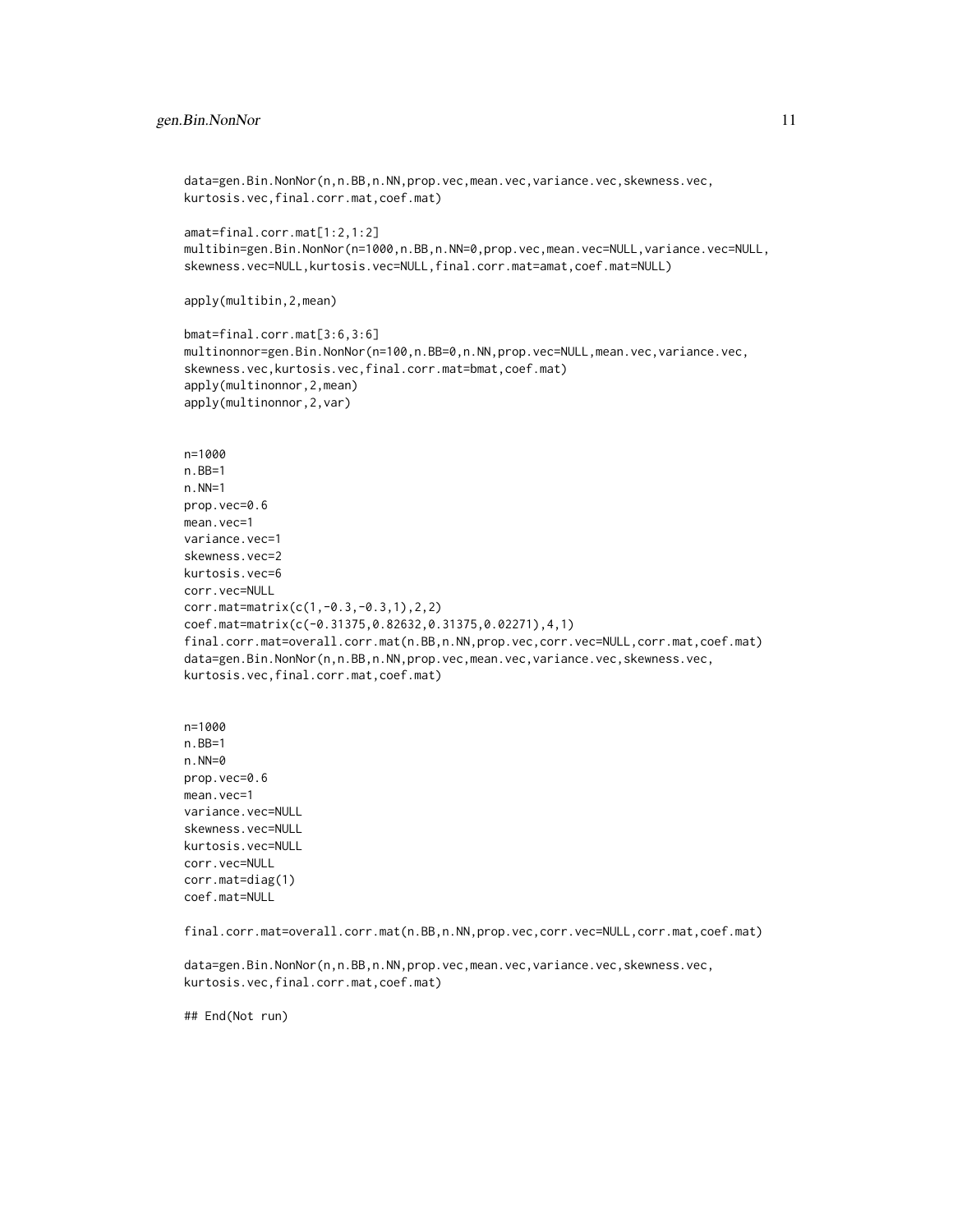```
data=gen.Bin.NonNor(n,n.BB,n.NN,prop.vec,mean.vec,variance.vec,skewness.vec,
kurtosis.vec,final.corr.mat,coef.mat)

amat=final.corr.mat[1:2,1:2]
multibin=gen.Bin.NonNor(n=1000,n.BB,n.NN=0,prop.vec,mean.vec=NULL,variance.vec=NULL,
skewness.vec=NULL,kurtosis.vec=NULL,final.corr.mat=amat,coef.mat=NULL)

apply(multibin,2,mean)

bmat=final.corr.mat[3:6,3:6]
multinonnor=gen.Bin.NonNor(n=100,n.BB=0,n.NN,prop.vec=NULL,mean.vec,variance.vec,
skewness.vec,kurtosis.vec,final.corr.mat=bmat,coef.mat)
apply(multinonnor,2,mean)
apply(multinonnor,2,var)


n=1000
n.BB=1
n.NN=1
prop.vec=0.6
mean.vec=1
variance.vec=1
skewness.vec=2
kurtosis.vec=6
corr.vec=NULL
corr.mat=matrix(c(1,-0.3,-0.3,1),2,2)
coef.mat=matrix(c(-0.31375,0.82632,0.31375,0.02271),4,1)
final.corr.mat=overall.corr.mat(n.BB,n.NN,prop.vec,corr.vec=NULL,corr.mat,coef.mat)
data=gen.Bin.NonNor(n,n.BB,n.NN,prop.vec,mean.vec,variance.vec,skewness.vec,
kurtosis.vec,final.corr.mat,coef.mat)


n=1000
n.BB=1
n.NN=0
prop.vec=0.6
mean.vec=1
variance.vec=NULL
skewness.vec=NULL
kurtosis.vec=NULL
corr.vec=NULL
corr.mat=diag(1)
coef.mat=NULL

final.corr.mat=overall.corr.mat(n.BB,n.NN,prop.vec,corr.vec=NULL,corr.mat,coef.mat)

data=gen.Bin.NonNor(n,n.BB,n.NN,prop.vec,mean.vec,variance.vec,skewness.vec,
kurtosis.vec,final.corr.mat,coef.mat)

## End(Not run)
```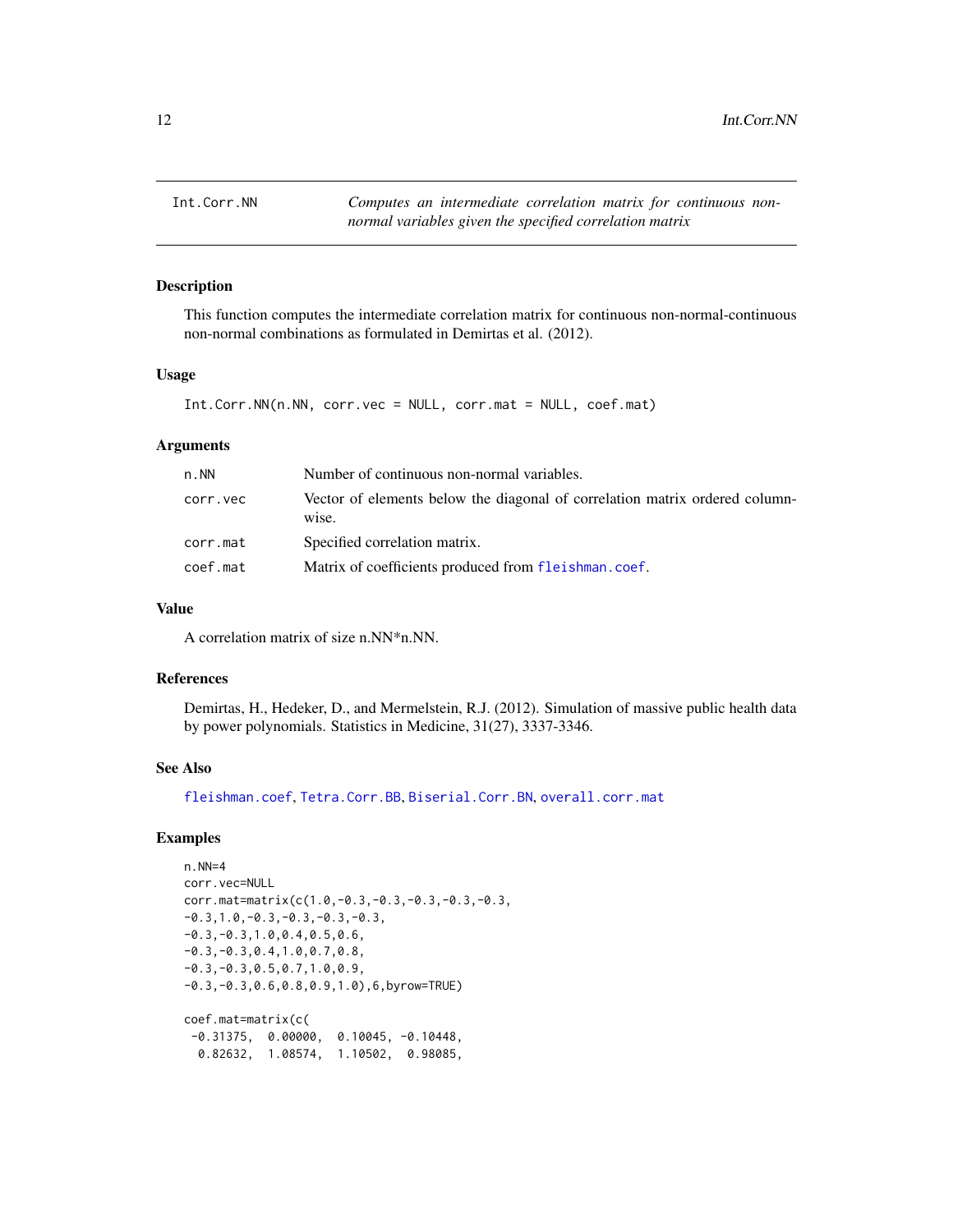# Int.Corr.NN

*Computes an intermediate correlation matrix for continuous non-normal variables given the specified correlation matrix*

## Description

This function computes the intermediate correlation matrix for continuous non-normal-continuous non-normal combinations as formulated in Demirtas et al. (2012).

## Usage

```
Int.Corr.NN(n.NN, corr.vec = NULL, corr.mat = NULL, coef.mat)
```

## Arguments

| | |
|---|---|
| n.NN | Number of continuous non-normal variables. |
| corr.vec | Vector of elements below the diagonal of correlation matrix ordered column-wise. |
| corr.mat | Specified correlation matrix. |
| coef.mat | Matrix of coefficients produced from fleishman.coef. |

## Value

A correlation matrix of size n.NN*n.NN.

## References

Demirtas, H., Hedeker, D., and Mermelstein, R.J. (2012). Simulation of massive public health data by power polynomials. Statistics in Medicine, 31(27), 3337-3346.

## See Also

fleishman.coef, Tetra.Corr.BB, Biserial.Corr.BN, overall.corr.mat

## Examples

```
n.NN=4
corr.vec=NULL
corr.mat=matrix(c(1.0,-0.3,-0.3,-0.3,-0.3,-0.3,
-0.3,1.0,-0.3,-0.3,-0.3,-0.3,
-0.3,-0.3,1.0,0.4,0.5,0.6,
-0.3,-0.3,0.4,1.0,0.7,0.8,
-0.3,-0.3,0.5,0.7,1.0,0.9,
-0.3,-0.3,0.6,0.8,0.9,1.0),6,byrow=TRUE)

coef.mat=matrix(c(
 -0.31375,  0.00000,  0.10045, -0.10448,
  0.82632,  1.08574,  1.10502,  0.98085,
```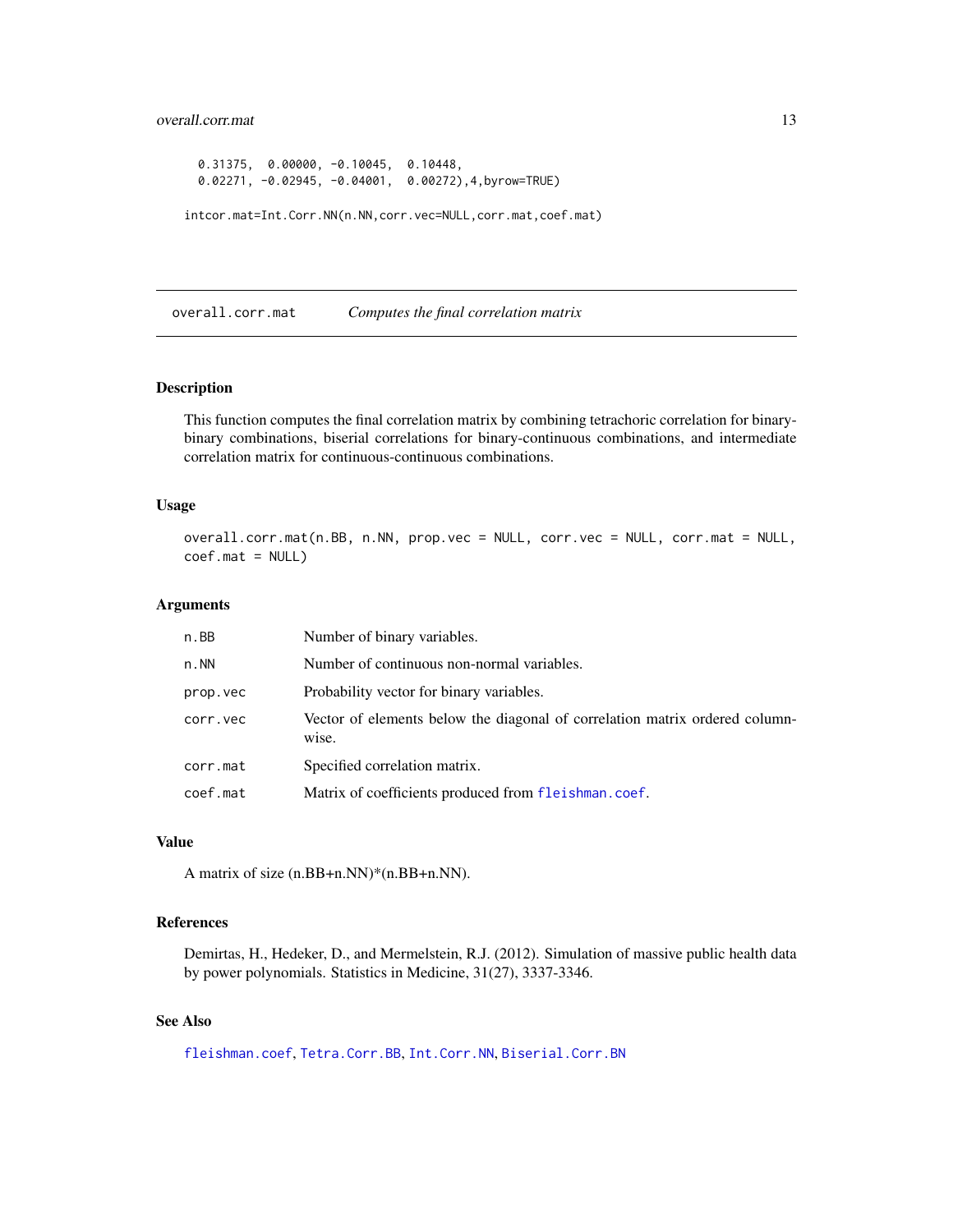```
  0.31375,  0.00000, -0.10045,  0.10448,
  0.02271, -0.02945, -0.04001,  0.00272),4,byrow=TRUE)

intcor.mat=Int.Corr.NN(n.NN,corr.vec=NULL,corr.mat,coef.mat)
```

## overall.corr.mat — *Computes the final correlation matrix*

### Description

This function computes the final correlation matrix by combining tetrachoric correlation for binary-binary combinations, biserial correlations for binary-continuous combinations, and intermediate correlation matrix for continuous-continuous combinations.

### Usage

```
overall.corr.mat(n.BB, n.NN, prop.vec = NULL, corr.vec = NULL, corr.mat = NULL,
coef.mat = NULL)
```

### Arguments

| | |
|---|---|
| n.BB | Number of binary variables. |
| n.NN | Number of continuous non-normal variables. |
| prop.vec | Probability vector for binary variables. |
| corr.vec | Vector of elements below the diagonal of correlation matrix ordered column-wise. |
| corr.mat | Specified correlation matrix. |
| coef.mat | Matrix of coefficients produced from fleishman.coef. |

### Value

A matrix of size (n.BB+n.NN)*(n.BB+n.NN).

### References

Demirtas, H., Hedeker, D., and Mermelstein, R.J. (2012). Simulation of massive public health data by power polynomials. Statistics in Medicine, 31(27), 3337-3346.

### See Also

fleishman.coef, Tetra.Corr.BB, Int.Corr.NN, Biserial.Corr.BN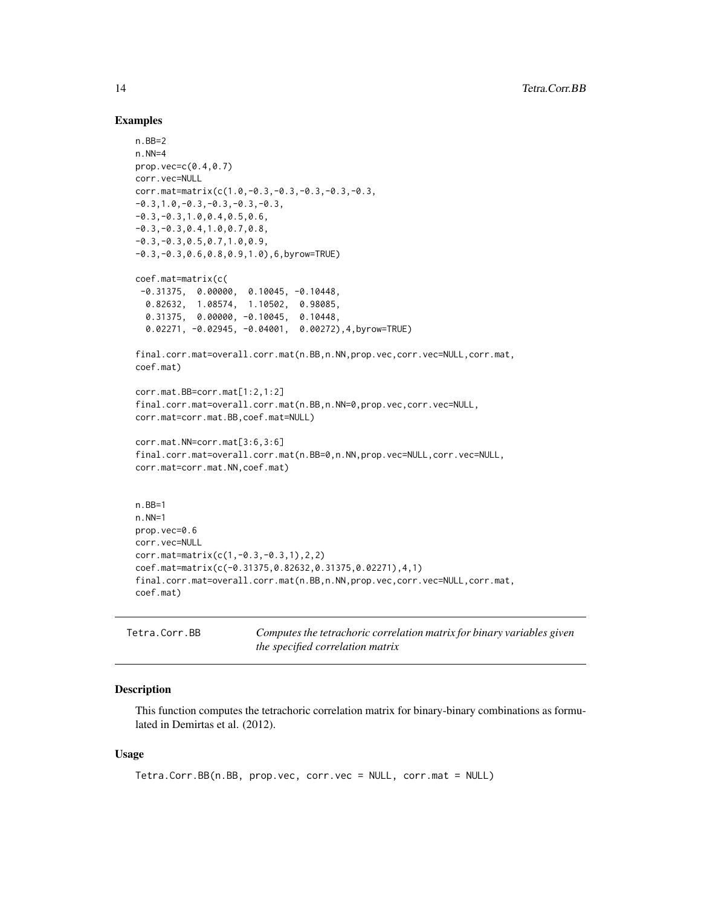## Examples

```
n.BB=2
n.NN=4
prop.vec=c(0.4,0.7)
corr.vec=NULL
corr.mat=matrix(c(1.0,-0.3,-0.3,-0.3,-0.3,-0.3,
-0.3,1.0,-0.3,-0.3,-0.3,-0.3,
-0.3,-0.3,1.0,0.4,0.5,0.6,
-0.3,-0.3,0.4,1.0,0.7,0.8,
-0.3,-0.3,0.5,0.7,1.0,0.9,
-0.3,-0.3,0.6,0.8,0.9,1.0),6,byrow=TRUE)

coef.mat=matrix(c(
 -0.31375,  0.00000,  0.10045, -0.10448,
  0.82632,  1.08574,  1.10502,  0.98085,
  0.31375,  0.00000, -0.10045,  0.10448,
  0.02271, -0.02945, -0.04001,  0.00272),4,byrow=TRUE)

final.corr.mat=overall.corr.mat(n.BB,n.NN,prop.vec,corr.vec=NULL,corr.mat,
coef.mat)

corr.mat.BB=corr.mat[1:2,1:2]
final.corr.mat=overall.corr.mat(n.BB,n.NN=0,prop.vec,corr.vec=NULL,
corr.mat=corr.mat.BB,coef.mat=NULL)

corr.mat.NN=corr.mat[3:6,3:6]
final.corr.mat=overall.corr.mat(n.BB=0,n.NN,prop.vec=NULL,corr.vec=NULL,
corr.mat=corr.mat.NN,coef.mat)


n.BB=1
n.NN=1
prop.vec=0.6
corr.vec=NULL
corr.mat=matrix(c(1,-0.3,-0.3,1),2,2)
coef.mat=matrix(c(-0.31375,0.82632,0.31375,0.02271),4,1)
final.corr.mat=overall.corr.mat(n.BB,n.NN,prop.vec,corr.vec=NULL,corr.mat,
coef.mat)
```

---

`Tetra.Corr.BB` *Computes the tetrachoric correlation matrix for binary variables given the specified correlation matrix*

---

### Description

This function computes the tetrachoric correlation matrix for binary-binary combinations as formulated in Demirtas et al. (2012).

### Usage

```
Tetra.Corr.BB(n.BB, prop.vec, corr.vec = NULL, corr.mat = NULL)
```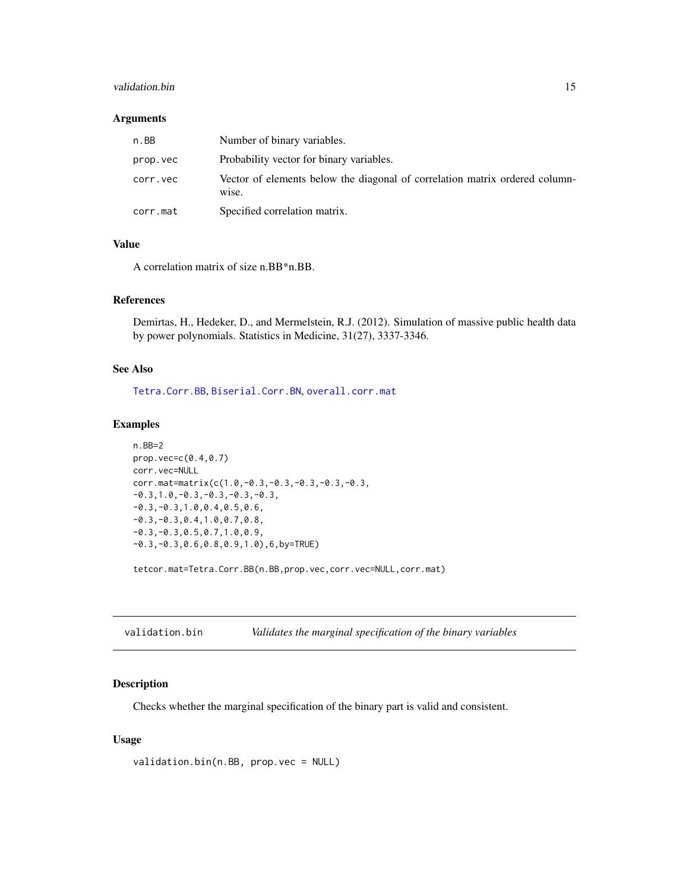### Arguments

| | |
|---|---|
| n.BB | Number of binary variables. |
| prop.vec | Probability vector for binary variables. |
| corr.vec | Vector of elements below the diagonal of correlation matrix ordered column-wise. |
| corr.mat | Specified correlation matrix. |

### Value

A correlation matrix of size n.BB*n.BB.

### References

Demirtas, H., Hedeker, D., and Mermelstein, R.J. (2012). Simulation of massive public health data by power polynomials. Statistics in Medicine, 31(27), 3337-3346.

### See Also

Tetra.Corr.BB, Biserial.Corr.BN, overall.corr.mat

### Examples

```
n.BB=2
prop.vec=c(0.4,0.7)
corr.vec=NULL
corr.mat=matrix(c(1.0,-0.3,-0.3,-0.3,-0.3,-0.3,
-0.3,1.0,-0.3,-0.3,-0.3,-0.3,
-0.3,-0.3,1.0,0.4,0.5,0.6,
-0.3,-0.3,0.4,1.0,0.7,0.8,
-0.3,-0.3,0.5,0.7,1.0,0.9,
-0.3,-0.3,0.6,0.8,0.9,1.0),6,by=TRUE)

tetcor.mat=Tetra.Corr.BB(n.BB,prop.vec,corr.vec=NULL,corr.mat)
```

---

## validation.bin — *Validates the marginal specification of the binary variables*

### Description

Checks whether the marginal specification of the binary part is valid and consistent.

### Usage

```
validation.bin(n.BB, prop.vec = NULL)
```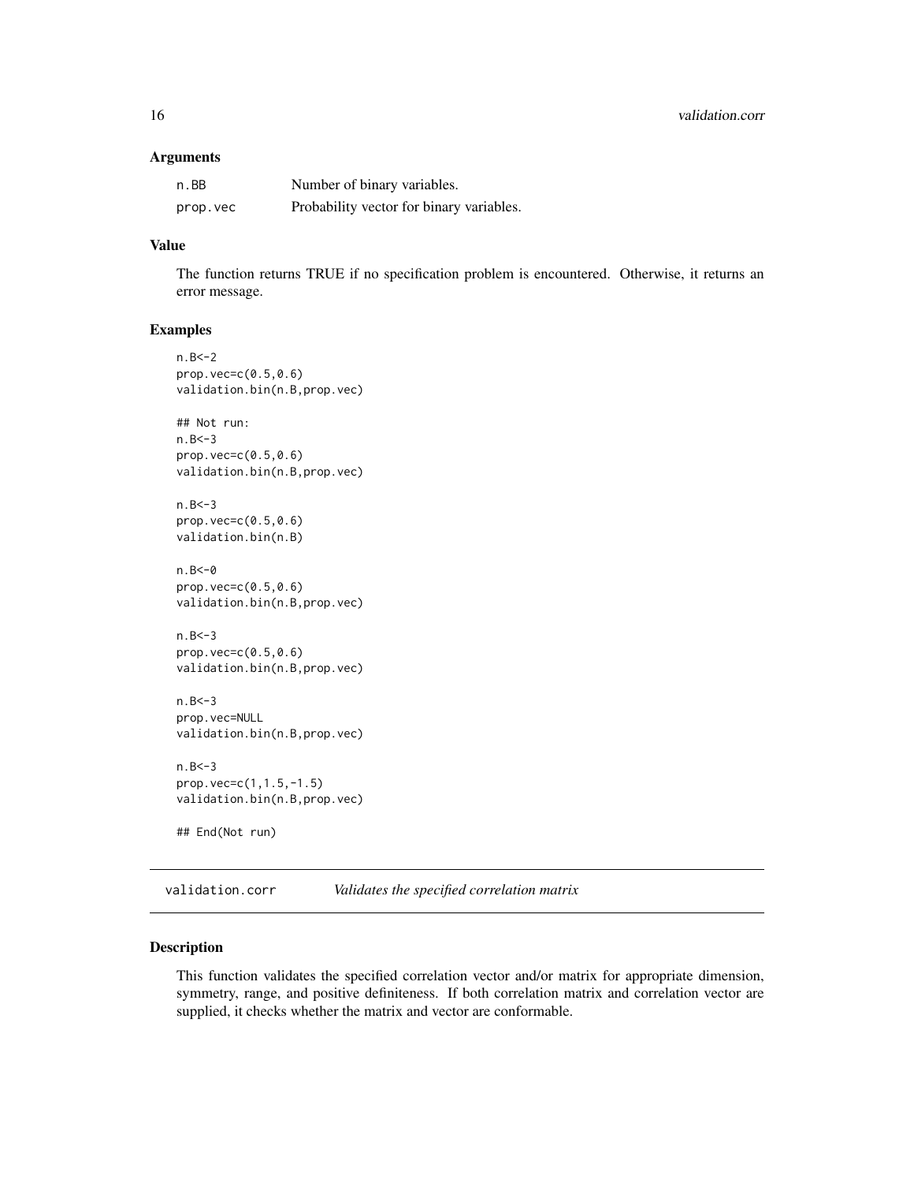### Arguments

| | |
|---|---|
| n.BB | Number of binary variables. |
| prop.vec | Probability vector for binary variables. |

### Value

The function returns TRUE if no specification problem is encountered. Otherwise, it returns an error message.

### Examples

```
n.B<-2
prop.vec=c(0.5,0.6)
validation.bin(n.B,prop.vec)

## Not run:
n.B<-3
prop.vec=c(0.5,0.6)
validation.bin(n.B,prop.vec)

n.B<-3
prop.vec=c(0.5,0.6)
validation.bin(n.B)

n.B<-0
prop.vec=c(0.5,0.6)
validation.bin(n.B,prop.vec)

n.B<-3
prop.vec=c(0.5,0.6)
validation.bin(n.B,prop.vec)

n.B<-3
prop.vec=NULL
validation.bin(n.B,prop.vec)

n.B<-3
prop.vec=c(1,1.5,-1.5)
validation.bin(n.B,prop.vec)

## End(Not run)
```

---

## validation.corr *Validates the specified correlation matrix*

### Description

This function validates the specified correlation vector and/or matrix for appropriate dimension, symmetry, range, and positive definiteness. If both correlation matrix and correlation vector are supplied, it checks whether the matrix and vector are conformable.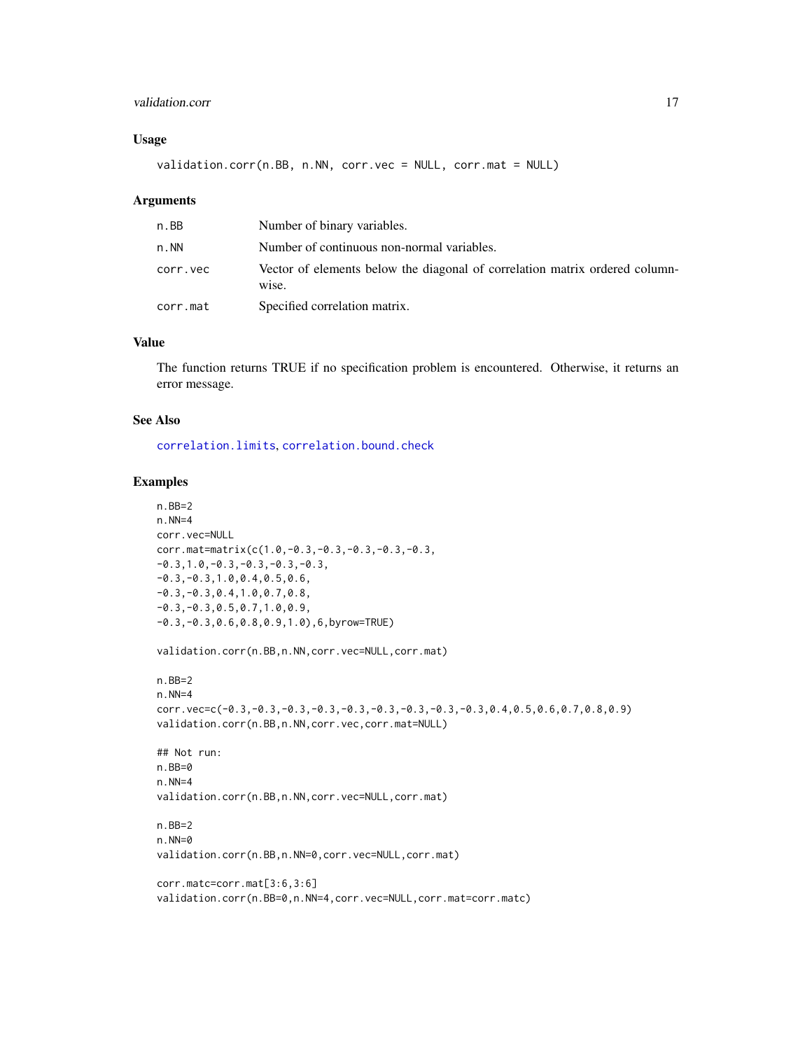### Usage

```
validation.corr(n.BB, n.NN, corr.vec = NULL, corr.mat = NULL)
```

### Arguments

| | |
|---|---|
| n.BB | Number of binary variables. |
| n.NN | Number of continuous non-normal variables. |
| corr.vec | Vector of elements below the diagonal of correlation matrix ordered column-wise. |
| corr.mat | Specified correlation matrix. |

### Value

The function returns TRUE if no specification problem is encountered. Otherwise, it returns an error message.

### See Also

correlation.limits, correlation.bound.check

### Examples

```
n.BB=2
n.NN=4
corr.vec=NULL
corr.mat=matrix(c(1.0,-0.3,-0.3,-0.3,-0.3,-0.3,
-0.3,1.0,-0.3,-0.3,-0.3,-0.3,
-0.3,-0.3,1.0,0.4,0.5,0.6,
-0.3,-0.3,0.4,1.0,0.7,0.8,
-0.3,-0.3,0.5,0.7,1.0,0.9,
-0.3,-0.3,0.6,0.8,0.9,1.0),6,byrow=TRUE)

validation.corr(n.BB,n.NN,corr.vec=NULL,corr.mat)

n.BB=2
n.NN=4
corr.vec=c(-0.3,-0.3,-0.3,-0.3,-0.3,-0.3,-0.3,-0.3,-0.3,0.4,0.5,0.6,0.7,0.8,0.9)
validation.corr(n.BB,n.NN,corr.vec,corr.mat=NULL)

## Not run:
n.BB=0
n.NN=4
validation.corr(n.BB,n.NN,corr.vec=NULL,corr.mat)

n.BB=2
n.NN=0
validation.corr(n.BB,n.NN=0,corr.vec=NULL,corr.mat)

corr.matc=corr.mat[3:6,3:6]
validation.corr(n.BB=0,n.NN=4,corr.vec=NULL,corr.mat=corr.matc)
```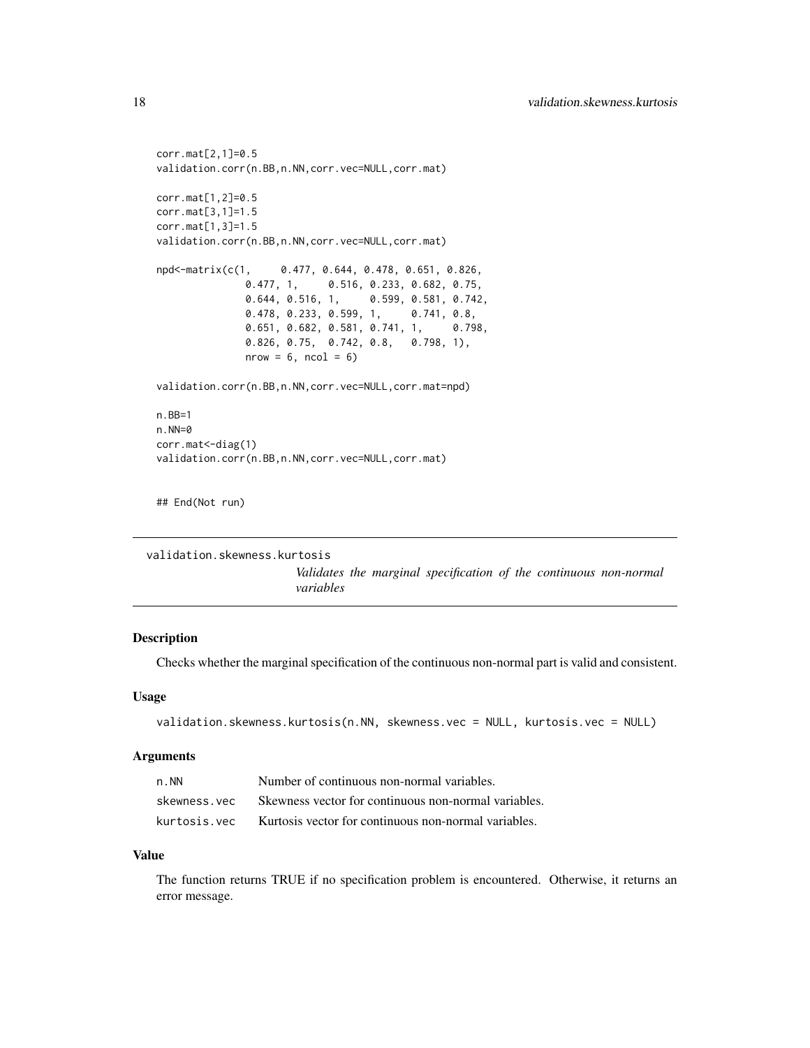```
corr.mat[2,1]=0.5
validation.corr(n.BB,n.NN,corr.vec=NULL,corr.mat)

corr.mat[1,2]=0.5
corr.mat[3,1]=1.5
corr.mat[1,3]=1.5
validation.corr(n.BB,n.NN,corr.vec=NULL,corr.mat)

npd<-matrix(c(1,     0.477, 0.644, 0.478, 0.651, 0.826,
              0.477, 1,     0.516, 0.233, 0.682, 0.75,
              0.644, 0.516, 1,     0.599, 0.581, 0.742,
              0.478, 0.233, 0.599, 1,     0.741, 0.8,
              0.651, 0.682, 0.581, 0.741, 1,     0.798,
              0.826, 0.75,  0.742, 0.8,   0.798, 1),
              nrow = 6, ncol = 6)

validation.corr(n.BB,n.NN,corr.vec=NULL,corr.mat=npd)

n.BB=1
n.NN=0
corr.mat<-diag(1)
validation.corr(n.BB,n.NN,corr.vec=NULL,corr.mat)


## End(Not run)
```

## validation.skewness.kurtosis

*Validates the marginal specification of the continuous non-normal variables*

### Description

Checks whether the marginal specification of the continuous non-normal part is valid and consistent.

### Usage

```
validation.skewness.kurtosis(n.NN, skewness.vec = NULL, kurtosis.vec = NULL)
```

### Arguments

| | |
|---|---|
| n.NN | Number of continuous non-normal variables. |
| skewness.vec | Skewness vector for continuous non-normal variables. |
| kurtosis.vec | Kurtosis vector for continuous non-normal variables. |

### Value

The function returns TRUE if no specification problem is encountered. Otherwise, it returns an error message.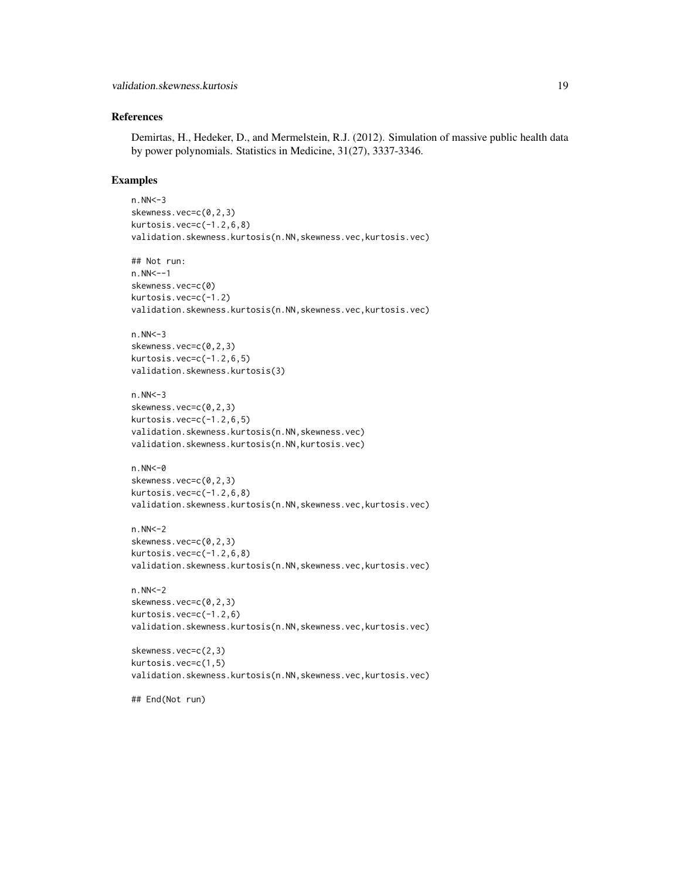## References

Demirtas, H., Hedeker, D., and Mermelstein, R.J. (2012). Simulation of massive public health data by power polynomials. Statistics in Medicine, 31(27), 3337-3346.

## Examples

```
n.NN<-3
skewness.vec=c(0,2,3)
kurtosis.vec=c(-1.2,6,8)
validation.skewness.kurtosis(n.NN,skewness.vec,kurtosis.vec)

## Not run:
n.NN<--1
skewness.vec=c(0)
kurtosis.vec=c(-1.2)
validation.skewness.kurtosis(n.NN,skewness.vec,kurtosis.vec)

n.NN<-3
skewness.vec=c(0,2,3)
kurtosis.vec=c(-1.2,6,5)
validation.skewness.kurtosis(3)

n.NN<-3
skewness.vec=c(0,2,3)
kurtosis.vec=c(-1.2,6,5)
validation.skewness.kurtosis(n.NN,skewness.vec)
validation.skewness.kurtosis(n.NN,kurtosis.vec)

n.NN<-0
skewness.vec=c(0,2,3)
kurtosis.vec=c(-1.2,6,8)
validation.skewness.kurtosis(n.NN,skewness.vec,kurtosis.vec)

n.NN<-2
skewness.vec=c(0,2,3)
kurtosis.vec=c(-1.2,6,8)
validation.skewness.kurtosis(n.NN,skewness.vec,kurtosis.vec)

n.NN<-2
skewness.vec=c(0,2,3)
kurtosis.vec=c(-1.2,6)
validation.skewness.kurtosis(n.NN,skewness.vec,kurtosis.vec)

skewness.vec=c(2,3)
kurtosis.vec=c(1,5)
validation.skewness.kurtosis(n.NN,skewness.vec,kurtosis.vec)

## End(Not run)
```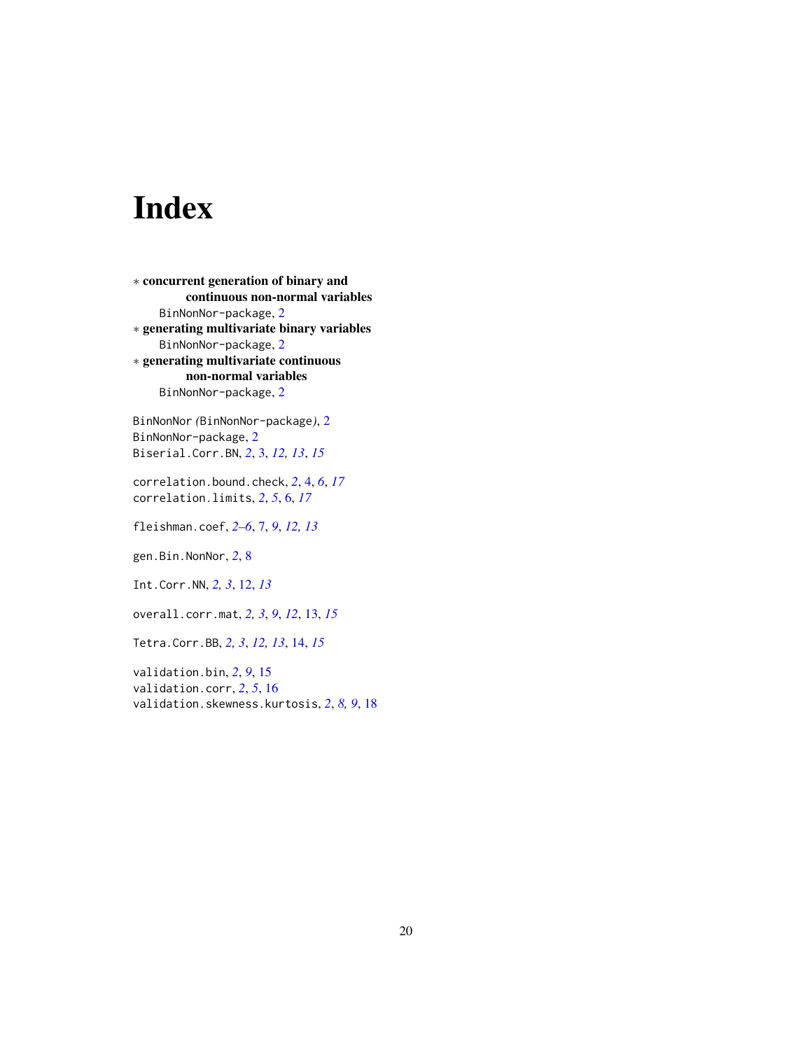# Index

∗ **concurrent generation of binary and continuous non-normal variables**
  BinNonNor-package, 2
∗ **generating multivariate binary variables**
  BinNonNor-package, 2
∗ **generating multivariate continuous non-normal variables**
  BinNonNor-package, 2

BinNonNor (BinNonNor-package), 2
BinNonNor-package, 2
Biserial.Corr.BN, *2*, 3, *12, 13*, *15*

correlation.bound.check, *2*, 4, *6*, *17*
correlation.limits, *2*, *5*, 6, *17*

fleishman.coef, *2–6*, 7, *9*, *12, 13*

gen.Bin.NonNor, *2*, 8

Int.Corr.NN, *2, 3*, 12, *13*

overall.corr.mat, *2, 3*, *9*, *12*, 13, *15*

Tetra.Corr.BB, *2, 3*, *12, 13*, 14, *15*

validation.bin, *2*, *9*, 15
validation.corr, *2*, *5*, 16
validation.skewness.kurtosis, *2*, *8, 9*, 18